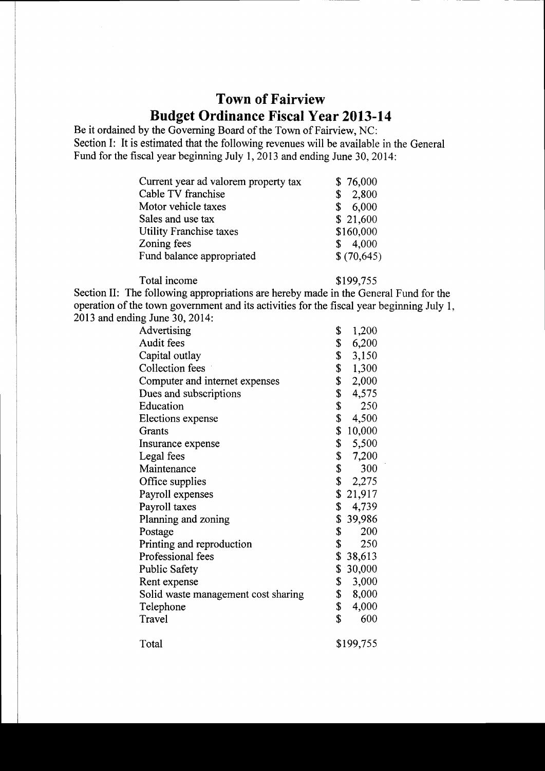# Town of Fairview
# Budget Ordinance Fiscal Year 2013-14

Be it ordained by the Governing Board of the Town of Fairview, NC:

Section I: It is estimated that the following revenues will be available in the General Fund for the fiscal year beginning July 1, 2013 and ending June 30, 2014:

| | |
|---|---|
| Current year ad valorem property tax | $ 76,000 |
| Cable TV franchise | $ 2,800 |
| Motor vehicle taxes | $ 6,000 |
| Sales and use tax | $ 21,600 |
| Utility Franchise taxes | $160,000 |
| Zoning fees | $ 4,000 |
| Fund balance appropriated | $ (70,645) |
| Total income | $199,755 |

Section II: The following appropriations are hereby made in the General Fund for the operation of the town government and its activities for the fiscal year beginning July 1, 2013 and ending June 30, 2014:

| | |
|---|---|
| Advertising | $ 1,200 |
| Audit fees | $ 6,200 |
| Capital outlay | $ 3,150 |
| Collection fees | $ 1,300 |
| Computer and internet expenses | $ 2,000 |
| Dues and subscriptions | $ 4,575 |
| Education | $ 250 |
| Elections expense | $ 4,500 |
| Grants | $ 10,000 |
| Insurance expense | $ 5,500 |
| Legal fees | $ 7,200 |
| Maintenance | $ 300 |
| Office supplies | $ 2,275 |
| Payroll expenses | $ 21,917 |
| Payroll taxes | $ 4,739 |
| Planning and zoning | $ 39,986 |
| Postage | $ 200 |
| Printing and reproduction | $ 250 |
| Professional fees | $ 38,613 |
| Public Safety | $ 30,000 |
| Rent expense | $ 3,000 |
| Solid waste management cost sharing | $ 8,000 |
| Telephone | $ 4,000 |
| Travel | $ 600 |
| Total | $199,755 |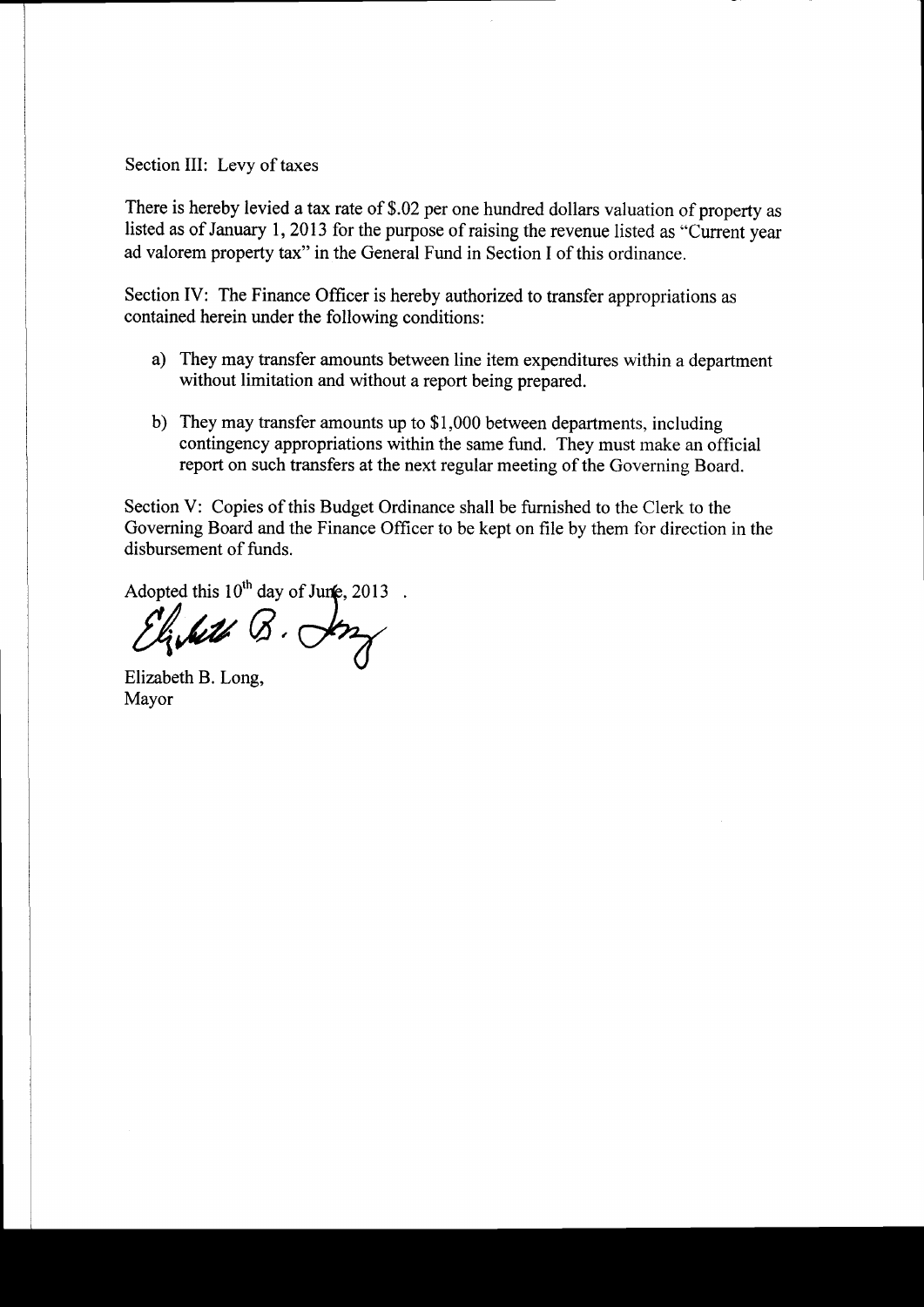Section III: Levy of taxes

There is hereby levied a tax rate of $.02 per one hundred dollars valuation of property as listed as of January 1, 2013 for the purpose of raising the revenue listed as "Current year ad valorem property tax" in the General Fund in Section I of this ordinance.

Section IV: The Finance Officer is hereby authorized to transfer appropriations as contained herein under the following conditions:

a) They may transfer amounts between line item expenditures within a department without limitation and without a report being prepared.

b) They may transfer amounts up to $1,000 between departments, including contingency appropriations within the same fund. They must make an official report on such transfers at the next regular meeting of the Governing Board.

Section V: Copies of this Budget Ordinance shall be furnished to the Clerk to the Governing Board and the Finance Officer to be kept on file by them for direction in the disbursement of funds.

Adopted this 10th day of June, 2013 .

Elizabeth B. Long,
Mayor